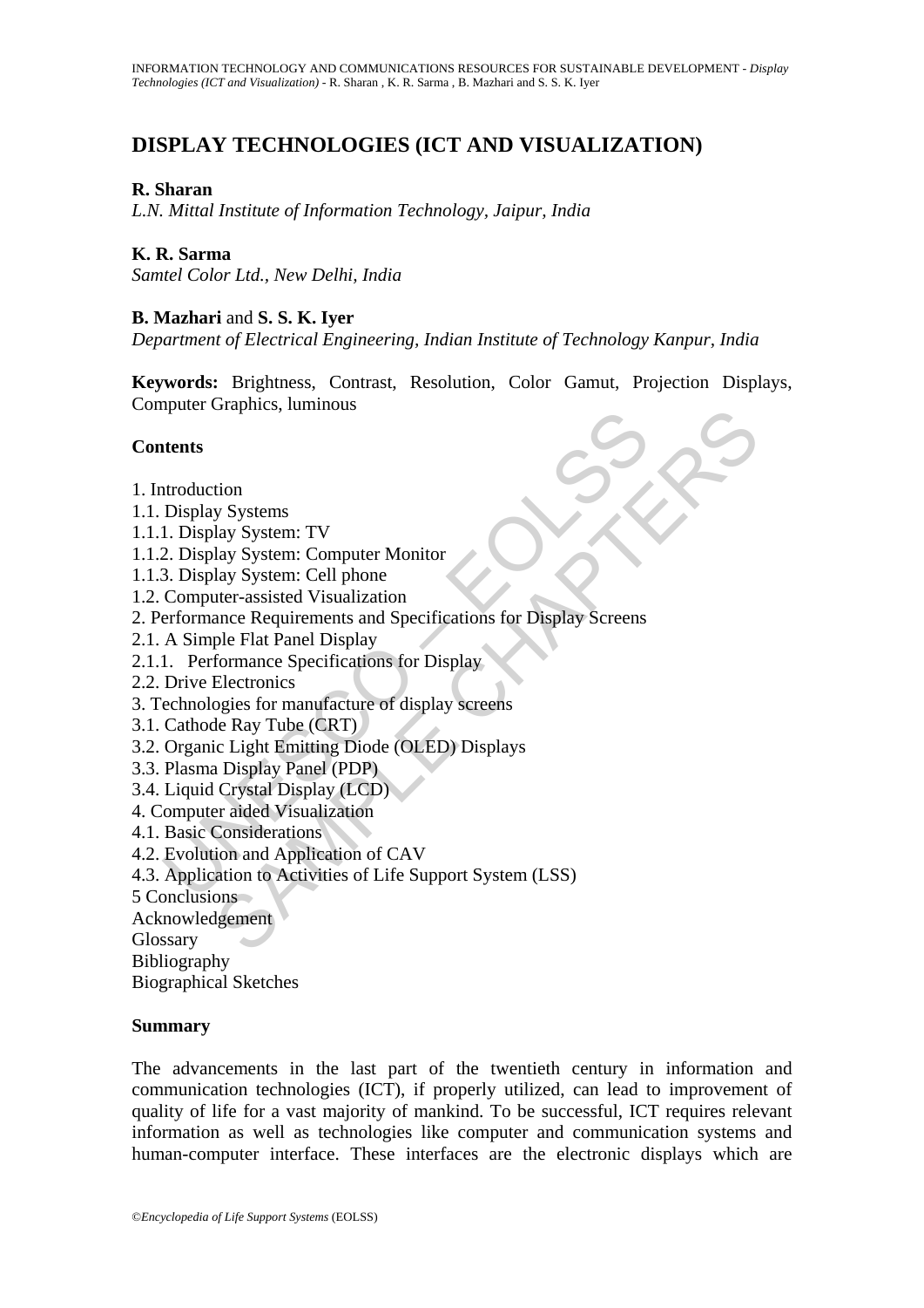# DISPLAY TECHNOLOGIES (ICT AND VISUALIZATION)

**R. Sharan**
*L.N. Mittal Institute of Information Technology, Jaipur, India*

**K. R. Sarma**
*Samtel Color Ltd., New Delhi, India*

**B. Mazhari** and **S. S. K. Iyer**
*Department of Electrical Engineering, Indian Institute of Technology Kanpur, India*

**Keywords:** Brightness, Contrast, Resolution, Color Gamut, Projection Displays, Computer Graphics, luminous

## Contents

1. Introduction
1.1. Display Systems
1.1.1. Display System: TV
1.1.2. Display System: Computer Monitor
1.1.3. Display System: Cell phone
1.2. Computer-assisted Visualization
2. Performance Requirements and Specifications for Display Screens
2.1. A Simple Flat Panel Display
2.1.1. Performance Specifications for Display
2.2. Drive Electronics
3. Technologies for manufacture of display screens
3.1. Cathode Ray Tube (CRT)
3.2. Organic Light Emitting Diode (OLED) Displays
3.3. Plasma Display Panel (PDP)
3.4. Liquid Crystal Display (LCD)
4. Computer aided Visualization
4.1. Basic Considerations
4.2. Evolution and Application of CAV
4.3. Application to Activities of Life Support System (LSS)
5 Conclusions
Acknowledgement
Glossary
Bibliography
Biographical Sketches

## Summary

The advancements in the last part of the twentieth century in information and communication technologies (ICT), if properly utilized, can lead to improvement of quality of life for a vast majority of mankind. To be successful, ICT requires relevant information as well as technologies like computer and communication systems and human-computer interface. These interfaces are the electronic displays which are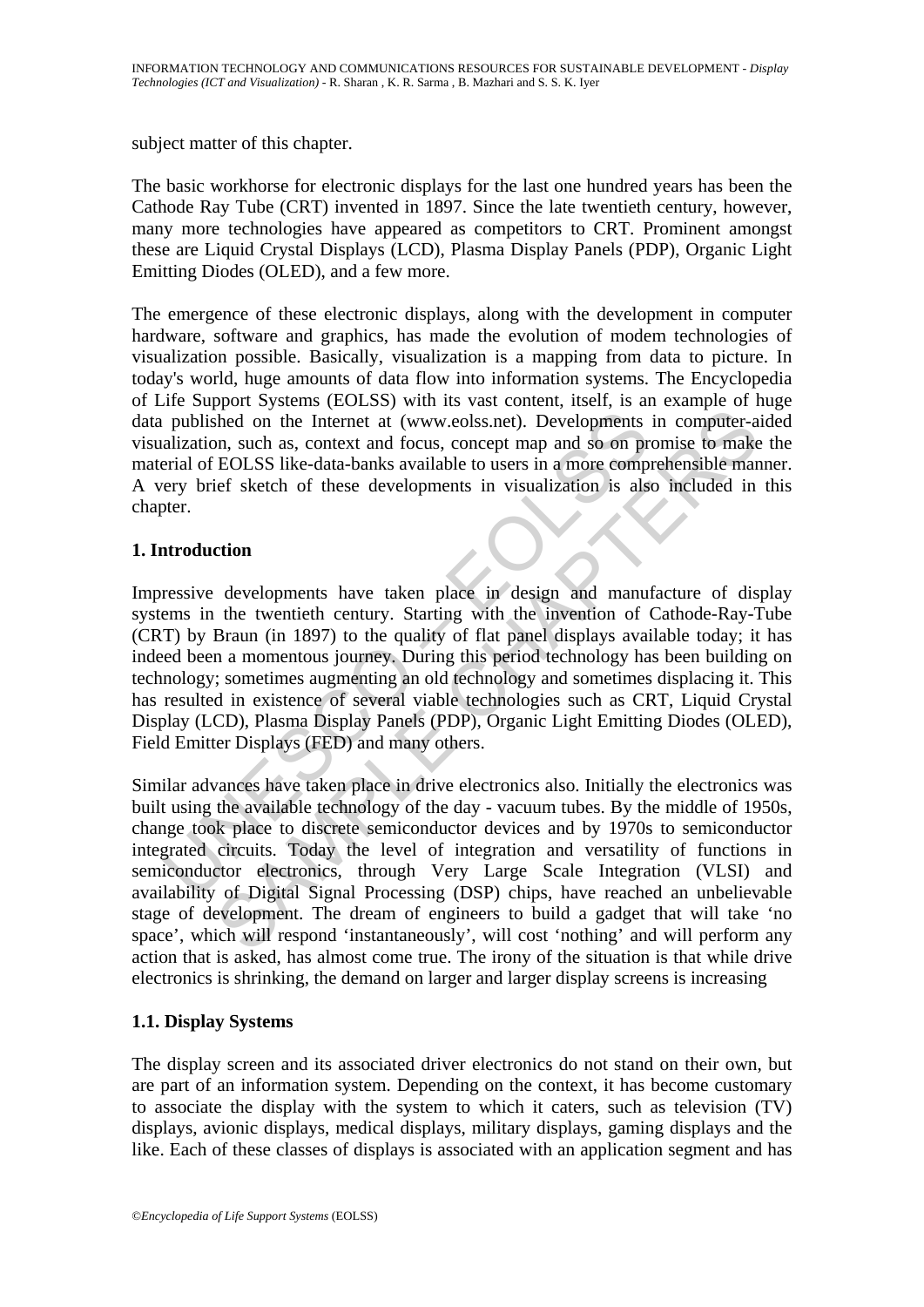subject matter of this chapter.

The basic workhorse for electronic displays for the last one hundred years has been the Cathode Ray Tube (CRT) invented in 1897. Since the late twentieth century, however, many more technologies have appeared as competitors to CRT. Prominent amongst these are Liquid Crystal Displays (LCD), Plasma Display Panels (PDP), Organic Light Emitting Diodes (OLED), and a few more.

The emergence of these electronic displays, along with the development in computer hardware, software and graphics, has made the evolution of modem technologies of visualization possible. Basically, visualization is a mapping from data to picture. In today's world, huge amounts of data flow into information systems. The Encyclopedia of Life Support Systems (EOLSS) with its vast content, itself, is an example of huge data published on the Internet at (www.eolss.net). Developments in computer-aided visualization, such as, context and focus, concept map and so on promise to make the material of EOLSS like-data-banks available to users in a more comprehensible manner. A very brief sketch of these developments in visualization is also included in this chapter.

## 1. Introduction

Impressive developments have taken place in design and manufacture of display systems in the twentieth century. Starting with the invention of Cathode-Ray-Tube (CRT) by Braun (in 1897) to the quality of flat panel displays available today; it has indeed been a momentous journey. During this period technology has been building on technology; sometimes augmenting an old technology and sometimes displacing it. This has resulted in existence of several viable technologies such as CRT, Liquid Crystal Display (LCD), Plasma Display Panels (PDP), Organic Light Emitting Diodes (OLED), Field Emitter Displays (FED) and many others.

Similar advances have taken place in drive electronics also. Initially the electronics was built using the available technology of the day - vacuum tubes. By the middle of 1950s, change took place to discrete semiconductor devices and by 1970s to semiconductor integrated circuits. Today the level of integration and versatility of functions in semiconductor electronics, through Very Large Scale Integration (VLSI) and availability of Digital Signal Processing (DSP) chips, have reached an unbelievable stage of development. The dream of engineers to build a gadget that will take 'no space', which will respond 'instantaneously', will cost 'nothing' and will perform any action that is asked, has almost come true. The irony of the situation is that while drive electronics is shrinking, the demand on larger and larger display screens is increasing

### 1.1. Display Systems

The display screen and its associated driver electronics do not stand on their own, but are part of an information system. Depending on the context, it has become customary to associate the display with the system to which it caters, such as television (TV) displays, avionic displays, medical displays, military displays, gaming displays and the like. Each of these classes of displays is associated with an application segment and has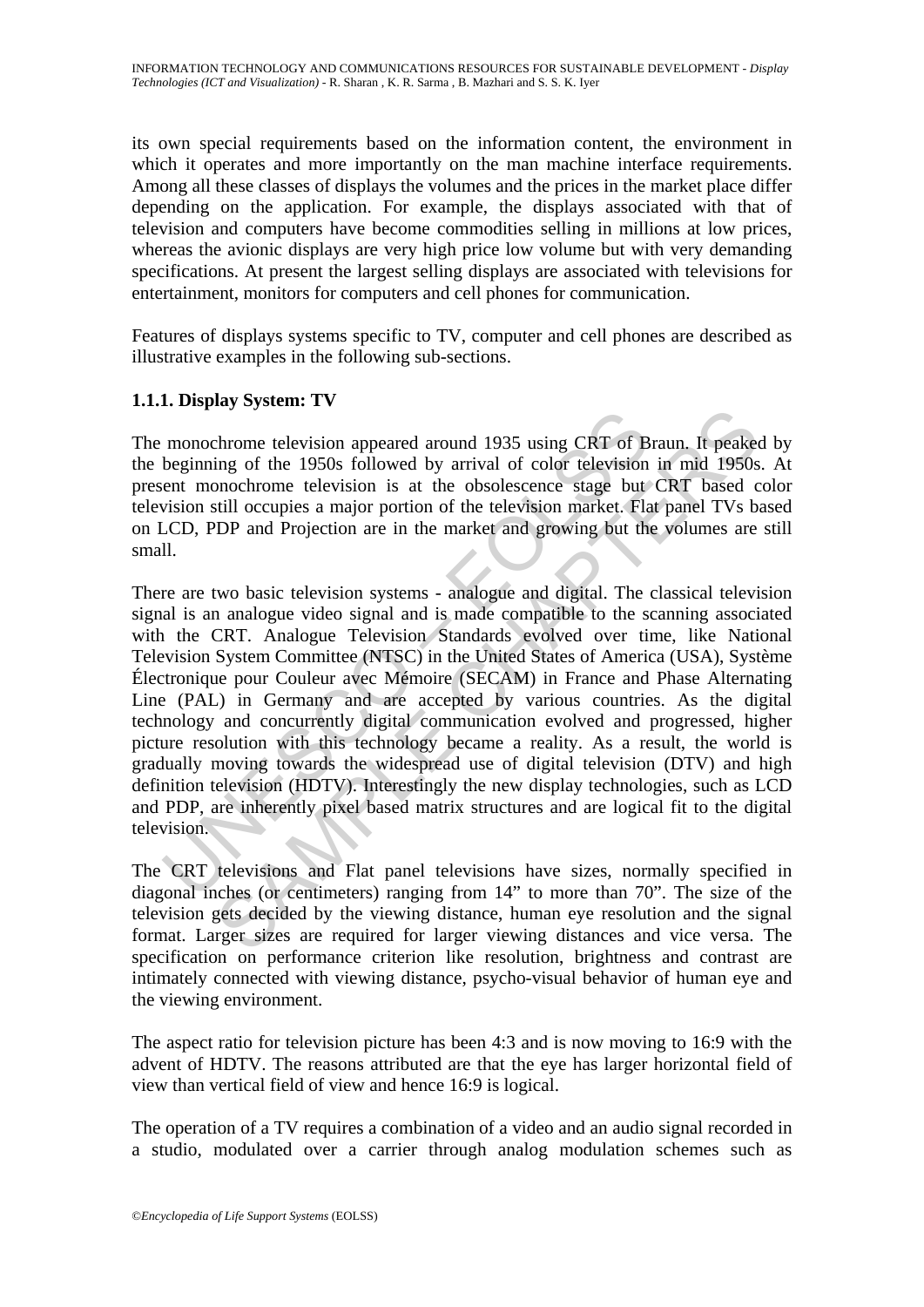its own special requirements based on the information content, the environment in which it operates and more importantly on the man machine interface requirements. Among all these classes of displays the volumes and the prices in the market place differ depending on the application. For example, the displays associated with that of television and computers have become commodities selling in millions at low prices, whereas the avionic displays are very high price low volume but with very demanding specifications. At present the largest selling displays are associated with televisions for entertainment, monitors for computers and cell phones for communication.

Features of displays systems specific to TV, computer and cell phones are described as illustrative examples in the following sub-sections.

### 1.1.1. Display System: TV

The monochrome television appeared around 1935 using CRT of Braun. It peaked by the beginning of the 1950s followed by arrival of color television in mid 1950s. At present monochrome television is at the obsolescence stage but CRT based color television still occupies a major portion of the television market. Flat panel TVs based on LCD, PDP and Projection are in the market and growing but the volumes are still small.

There are two basic television systems - analogue and digital. The classical television signal is an analogue video signal and is made compatible to the scanning associated with the CRT. Analogue Television Standards evolved over time, like National Television System Committee (NTSC) in the United States of America (USA), Système Électronique pour Couleur avec Mémoire (SECAM) in France and Phase Alternating Line (PAL) in Germany and are accepted by various countries. As the digital technology and concurrently digital communication evolved and progressed, higher picture resolution with this technology became a reality. As a result, the world is gradually moving towards the widespread use of digital television (DTV) and high definition television (HDTV). Interestingly the new display technologies, such as LCD and PDP, are inherently pixel based matrix structures and are logical fit to the digital television.

The CRT televisions and Flat panel televisions have sizes, normally specified in diagonal inches (or centimeters) ranging from 14" to more than 70". The size of the television gets decided by the viewing distance, human eye resolution and the signal format. Larger sizes are required for larger viewing distances and vice versa. The specification on performance criterion like resolution, brightness and contrast are intimately connected with viewing distance, psycho-visual behavior of human eye and the viewing environment.

The aspect ratio for television picture has been 4:3 and is now moving to 16:9 with the advent of HDTV. The reasons attributed are that the eye has larger horizontal field of view than vertical field of view and hence 16:9 is logical.

The operation of a TV requires a combination of a video and an audio signal recorded in a studio, modulated over a carrier through analog modulation schemes such as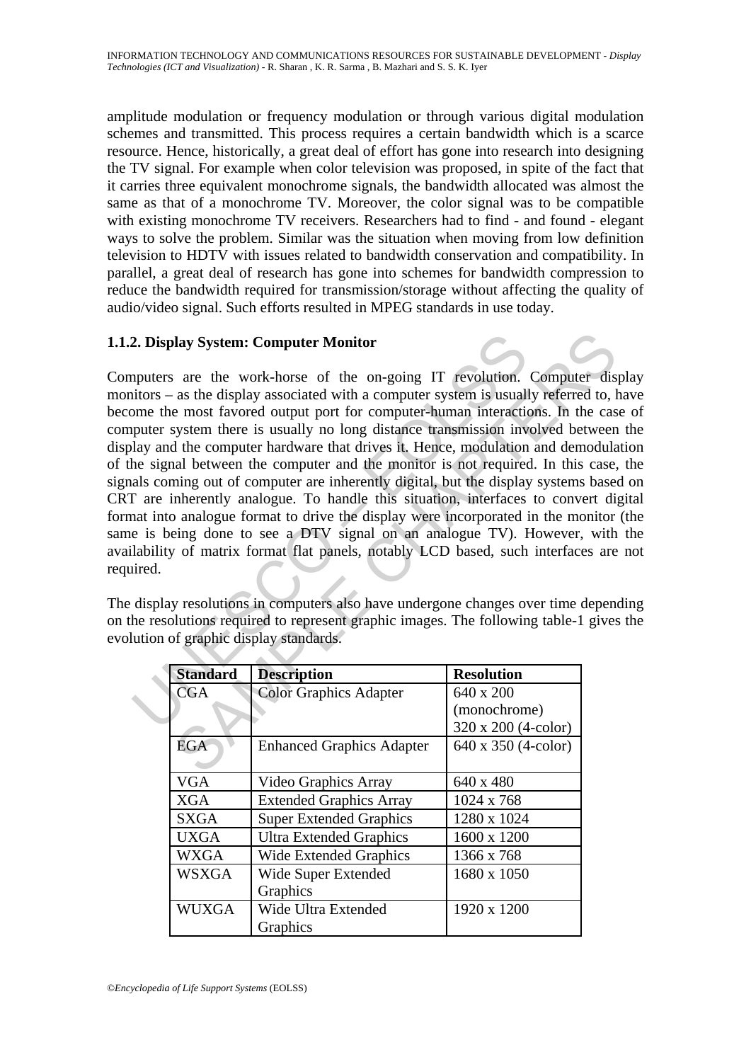amplitude modulation or frequency modulation or through various digital modulation schemes and transmitted. This process requires a certain bandwidth which is a scarce resource. Hence, historically, a great deal of effort has gone into research into designing the TV signal. For example when color television was proposed, in spite of the fact that it carries three equivalent monochrome signals, the bandwidth allocated was almost the same as that of a monochrome TV. Moreover, the color signal was to be compatible with existing monochrome TV receivers. Researchers had to find - and found - elegant ways to solve the problem. Similar was the situation when moving from low definition television to HDTV with issues related to bandwidth conservation and compatibility. In parallel, a great deal of research has gone into schemes for bandwidth compression to reduce the bandwidth required for transmission/storage without affecting the quality of audio/video signal. Such efforts resulted in MPEG standards in use today.

### 1.1.2. Display System: Computer Monitor

Computers are the work-horse of the on-going IT revolution. Computer display monitors – as the display associated with a computer system is usually referred to, have become the most favored output port for computer-human interactions. In the case of computer system there is usually no long distance transmission involved between the display and the computer hardware that drives it. Hence, modulation and demodulation of the signal between the computer and the monitor is not required. In this case, the signals coming out of computer are inherently digital, but the display systems based on CRT are inherently analogue. To handle this situation, interfaces to convert digital format into analogue format to drive the display were incorporated in the monitor (the same is being done to see a DTV signal on an analogue TV). However, with the availability of matrix format flat panels, notably LCD based, such interfaces are not required.

The display resolutions in computers also have undergone changes over time depending on the resolutions required to represent graphic images. The following table-1 gives the evolution of graphic display standards.

| Standard | Description | Resolution |
|---|---|---|
| CGA | Color Graphics Adapter | 640 x 200 (monochrome) 320 x 200 (4-color) |
| EGA | Enhanced Graphics Adapter | 640 x 350 (4-color) |
| VGA | Video Graphics Array | 640 x 480 |
| XGA | Extended Graphics Array | 1024 x 768 |
| SXGA | Super Extended Graphics | 1280 x 1024 |
| UXGA | Ultra Extended Graphics | 1600 x 1200 |
| WXGA | Wide Extended Graphics | 1366 x 768 |
| WSXGA | Wide Super Extended Graphics | 1680 x 1050 |
| WUXGA | Wide Ultra Extended Graphics | 1920 x 1200 |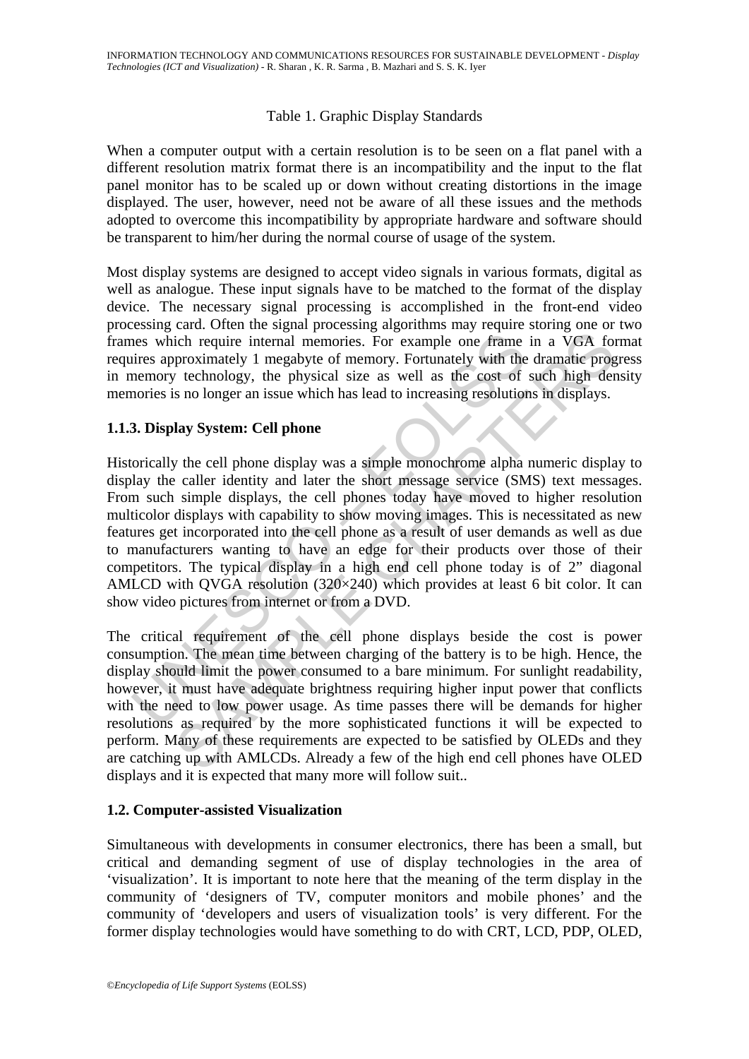Table 1. Graphic Display Standards

When a computer output with a certain resolution is to be seen on a flat panel with a different resolution matrix format there is an incompatibility and the input to the flat panel monitor has to be scaled up or down without creating distortions in the image displayed. The user, however, need not be aware of all these issues and the methods adopted to overcome this incompatibility by appropriate hardware and software should be transparent to him/her during the normal course of usage of the system.

Most display systems are designed to accept video signals in various formats, digital as well as analogue. These input signals have to be matched to the format of the display device. The necessary signal processing is accomplished in the front-end video processing card. Often the signal processing algorithms may require storing one or two frames which require internal memories. For example one frame in a VGA format requires approximately 1 megabyte of memory. Fortunately with the dramatic progress in memory technology, the physical size as well as the cost of such high density memories is no longer an issue which has lead to increasing resolutions in displays.

### 1.1.3. Display System: Cell phone

Historically the cell phone display was a simple monochrome alpha numeric display to display the caller identity and later the short message service (SMS) text messages. From such simple displays, the cell phones today have moved to higher resolution multicolor displays with capability to show moving images. This is necessitated as new features get incorporated into the cell phone as a result of user demands as well as due to manufacturers wanting to have an edge for their products over those of their competitors. The typical display in a high end cell phone today is of 2" diagonal AMLCD with QVGA resolution (320×240) which provides at least 6 bit color. It can show video pictures from internet or from a DVD.

The critical requirement of the cell phone displays beside the cost is power consumption. The mean time between charging of the battery is to be high. Hence, the display should limit the power consumed to a bare minimum. For sunlight readability, however, it must have adequate brightness requiring higher input power that conflicts with the need to low power usage. As time passes there will be demands for higher resolutions as required by the more sophisticated functions it will be expected to perform. Many of these requirements are expected to be satisfied by OLEDs and they are catching up with AMLCDs. Already a few of the high end cell phones have OLED displays and it is expected that many more will follow suit..

## 1.2. Computer-assisted Visualization

Simultaneous with developments in consumer electronics, there has been a small, but critical and demanding segment of use of display technologies in the area of 'visualization'. It is important to note here that the meaning of the term display in the community of 'designers of TV, computer monitors and mobile phones' and the community of 'developers and users of visualization tools' is very different. For the former display technologies would have something to do with CRT, LCD, PDP, OLED,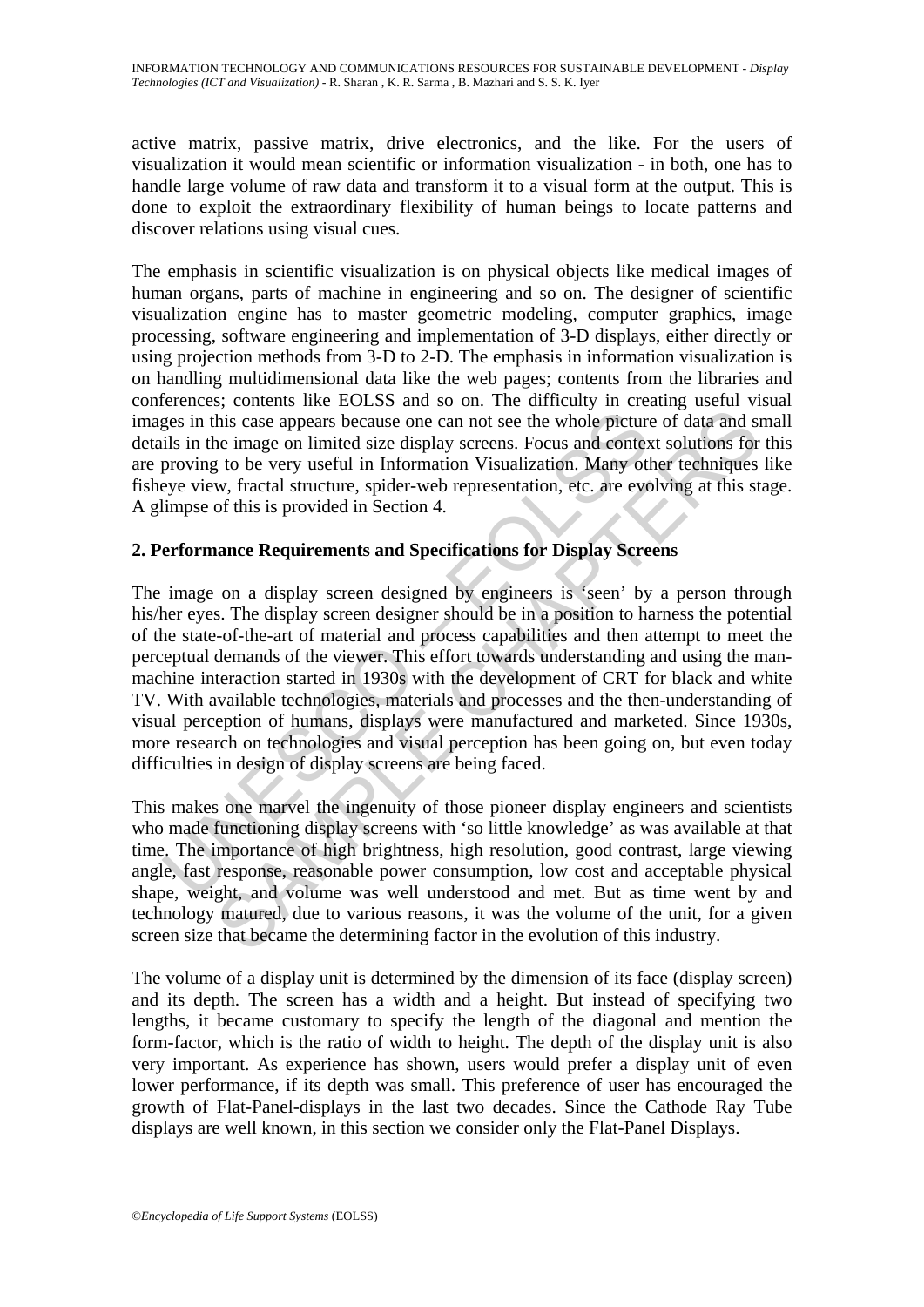active matrix, passive matrix, drive electronics, and the like. For the users of visualization it would mean scientific or information visualization - in both, one has to handle large volume of raw data and transform it to a visual form at the output. This is done to exploit the extraordinary flexibility of human beings to locate patterns and discover relations using visual cues.

The emphasis in scientific visualization is on physical objects like medical images of human organs, parts of machine in engineering and so on. The designer of scientific visualization engine has to master geometric modeling, computer graphics, image processing, software engineering and implementation of 3-D displays, either directly or using projection methods from 3-D to 2-D. The emphasis in information visualization is on handling multidimensional data like the web pages; contents from the libraries and conferences; contents like EOLSS and so on. The difficulty in creating useful visual images in this case appears because one can not see the whole picture of data and small details in the image on limited size display screens. Focus and context solutions for this are proving to be very useful in Information Visualization. Many other techniques like fisheye view, fractal structure, spider-web representation, etc. are evolving at this stage. A glimpse of this is provided in Section 4.

## 2. Performance Requirements and Specifications for Display Screens

The image on a display screen designed by engineers is 'seen' by a person through his/her eyes. The display screen designer should be in a position to harness the potential of the state-of-the-art of material and process capabilities and then attempt to meet the perceptual demands of the viewer. This effort towards understanding and using the man-machine interaction started in 1930s with the development of CRT for black and white TV. With available technologies, materials and processes and the then-understanding of visual perception of humans, displays were manufactured and marketed. Since 1930s, more research on technologies and visual perception has been going on, but even today difficulties in design of display screens are being faced.

This makes one marvel the ingenuity of those pioneer display engineers and scientists who made functioning display screens with 'so little knowledge' as was available at that time. The importance of high brightness, high resolution, good contrast, large viewing angle, fast response, reasonable power consumption, low cost and acceptable physical shape, weight, and volume was well understood and met. But as time went by and technology matured, due to various reasons, it was the volume of the unit, for a given screen size that became the determining factor in the evolution of this industry.

The volume of a display unit is determined by the dimension of its face (display screen) and its depth. The screen has a width and a height. But instead of specifying two lengths, it became customary to specify the length of the diagonal and mention the form-factor, which is the ratio of width to height. The depth of the display unit is also very important. As experience has shown, users would prefer a display unit of even lower performance, if its depth was small. This preference of user has encouraged the growth of Flat-Panel-displays in the last two decades. Since the Cathode Ray Tube displays are well known, in this section we consider only the Flat-Panel Displays.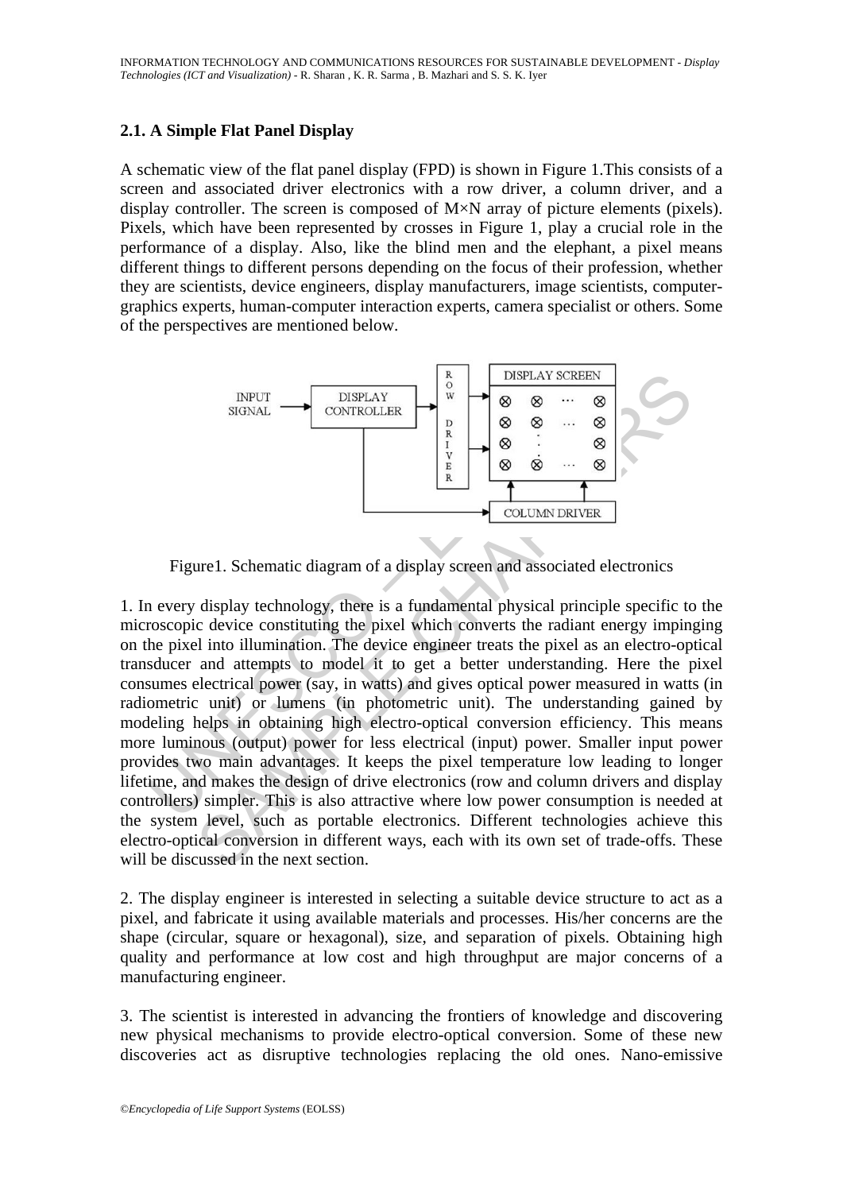### 2.1. A Simple Flat Panel Display

A schematic view of the flat panel display (FPD) is shown in Figure 1.This consists of a screen and associated driver electronics with a row driver, a column driver, and a display controller. The screen is composed of M×N array of picture elements (pixels). Pixels, which have been represented by crosses in Figure 1, play a crucial role in the performance of a display. Also, like the blind men and the elephant, a pixel means different things to different persons depending on the focus of their profession, whether they are scientists, device engineers, display manufacturers, image scientists, computer-graphics experts, human-computer interaction experts, camera specialist or others. Some of the perspectives are mentioned below.

Figure1. Schematic diagram of a display screen and associated electronics

1. In every display technology, there is a fundamental physical principle specific to the microscopic device constituting the pixel which converts the radiant energy impinging on the pixel into illumination. The device engineer treats the pixel as an electro-optical transducer and attempts to model it to get a better understanding. Here the pixel consumes electrical power (say, in watts) and gives optical power measured in watts (in radiometric unit) or lumens (in photometric unit). The understanding gained by modeling helps in obtaining high electro-optical conversion efficiency. This means more luminous (output) power for less electrical (input) power. Smaller input power provides two main advantages. It keeps the pixel temperature low leading to longer lifetime, and makes the design of drive electronics (row and column drivers and display controllers) simpler. This is also attractive where low power consumption is needed at the system level, such as portable electronics. Different technologies achieve this electro-optical conversion in different ways, each with its own set of trade-offs. These will be discussed in the next section.

2. The display engineer is interested in selecting a suitable device structure to act as a pixel, and fabricate it using available materials and processes. His/her concerns are the shape (circular, square or hexagonal), size, and separation of pixels. Obtaining high quality and performance at low cost and high throughput are major concerns of a manufacturing engineer.

3. The scientist is interested in advancing the frontiers of knowledge and discovering new physical mechanisms to provide electro-optical conversion. Some of these new discoveries act as disruptive technologies replacing the old ones. Nano-emissive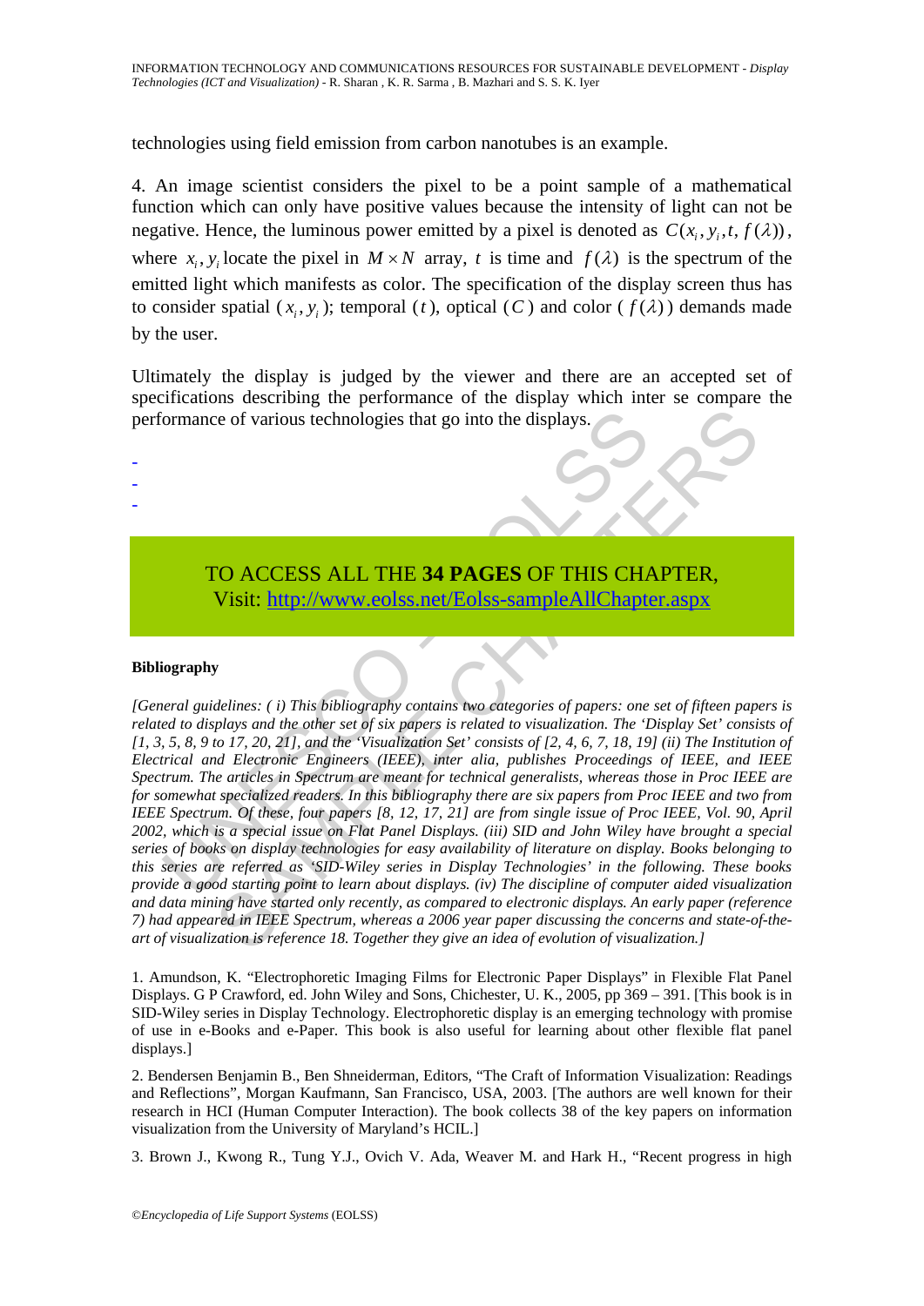technologies using field emission from carbon nanotubes is an example.

4. An image scientist considers the pixel to be a point sample of a mathematical function which can only have positive values because the intensity of light can not be negative. Hence, the luminous power emitted by a pixel is denoted as $C(x_i, y_i, t, f(\lambda))$, where $x_i, y_i$ locate the pixel in $M \times N$ array, $t$ is time and $f(\lambda)$ is the spectrum of the emitted light which manifests as color. The specification of the display screen thus has to consider spatial ($x_i, y_i$); temporal ($t$), optical ($C$) and color ($f(\lambda)$) demands made by the user.

Ultimately the display is judged by the viewer and there are an accepted set of specifications describing the performance of the display which inter se compare the performance of various technologies that go into the displays.

-
-
-

TO ACCESS ALL THE **34 PAGES** OF THIS CHAPTER,
Visit: http://www.eolss.net/Eolss-sampleAllChapter.aspx

**Bibliography**

*[General guidelines: ( i) This bibliography contains two categories of papers: one set of fifteen papers is related to displays and the other set of six papers is related to visualization. The 'Display Set' consists of [1, 3, 5, 8, 9 to 17, 20, 21], and the 'Visualization Set' consists of [2, 4, 6, 7, 18, 19] (ii) The Institution of Electrical and Electronic Engineers (IEEE), inter alia, publishes Proceedings of IEEE, and IEEE Spectrum. The articles in Spectrum are meant for technical generalists, whereas those in Proc IEEE are for somewhat specialized readers. In this bibliography there are six papers from Proc IEEE and two from IEEE Spectrum. Of these, four papers [8, 12, 17, 21] are from single issue of Proc IEEE, Vol. 90, April 2002, which is a special issue on Flat Panel Displays. (iii) SID and John Wiley have brought a special series of books on display technologies for easy availability of literature on display. Books belonging to this series are referred as 'SID-Wiley series in Display Technologies' in the following. These books provide a good starting point to learn about displays. (iv) The discipline of computer aided visualization and data mining have started only recently, as compared to electronic displays. An early paper (reference 7) had appeared in IEEE Spectrum, whereas a 2006 year paper discussing the concerns and state-of-the-art of visualization is reference 18. Together they give an idea of evolution of visualization.]*

1. Amundson, K. "Electrophoretic Imaging Films for Electronic Paper Displays" in Flexible Flat Panel Displays. G P Crawford, ed. John Wiley and Sons, Chichester, U. K., 2005, pp 369 – 391. [This book is in SID-Wiley series in Display Technology. Electrophoretic display is an emerging technology with promise of use in e-Books and e-Paper. This book is also useful for learning about other flexible flat panel displays.]

2. Bendersen Benjamin B., Ben Shneiderman, Editors, "The Craft of Information Visualization: Readings and Reflections", Morgan Kaufmann, San Francisco, USA, 2003. [The authors are well known for their research in HCI (Human Computer Interaction). The book collects 38 of the key papers on information visualization from the University of Maryland's HCIL.]

3. Brown J., Kwong R., Tung Y.J., Ovich V. Ada, Weaver M. and Hark H., "Recent progress in high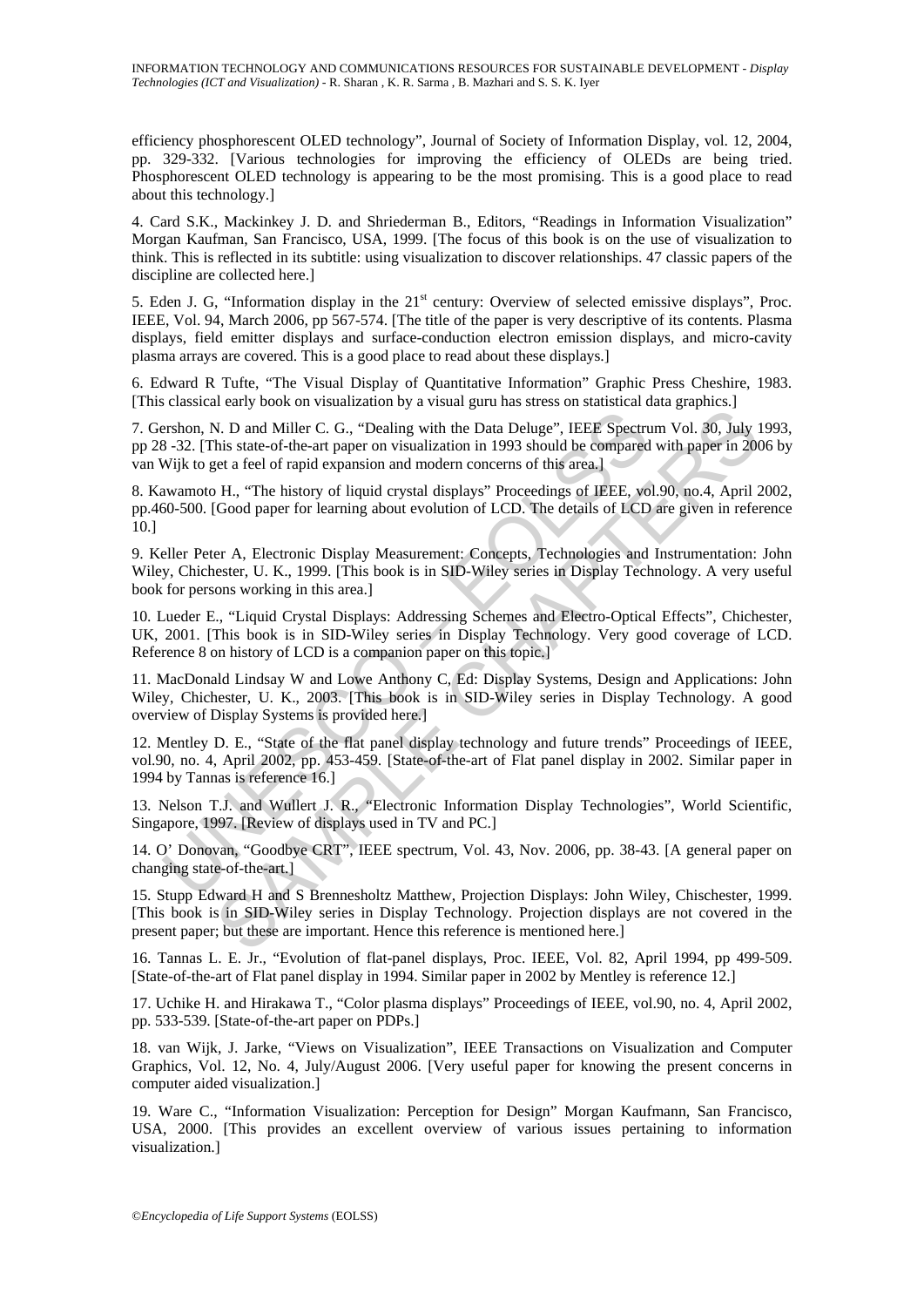efficiency phosphorescent OLED technology", Journal of Society of Information Display, vol. 12, 2004, pp. 329-332. [Various technologies for improving the efficiency of OLEDs are being tried. Phosphorescent OLED technology is appearing to be the most promising. This is a good place to read about this technology.]

4. Card S.K., Mackinkey J. D. and Shriederman B., Editors, "Readings in Information Visualization" Morgan Kaufman, San Francisco, USA, 1999. [The focus of this book is on the use of visualization to think. This is reflected in its subtitle: using visualization to discover relationships. 47 classic papers of the discipline are collected here.]

5. Eden J. G, "Information display in the 21st century: Overview of selected emissive displays", Proc. IEEE, Vol. 94, March 2006, pp 567-574. [The title of the paper is very descriptive of its contents. Plasma displays, field emitter displays and surface-conduction electron emission displays, and micro-cavity plasma arrays are covered. This is a good place to read about these displays.]

6. Edward R Tufte, "The Visual Display of Quantitative Information" Graphic Press Cheshire, 1983. [This classical early book on visualization by a visual guru has stress on statistical data graphics.]

7. Gershon, N. D and Miller C. G., "Dealing with the Data Deluge", IEEE Spectrum Vol. 30, July 1993, pp 28 -32. [This state-of-the-art paper on visualization in 1993 should be compared with paper in 2006 by van Wijk to get a feel of rapid expansion and modern concerns of this area.]

8. Kawamoto H., "The history of liquid crystal displays" Proceedings of IEEE, vol.90, no.4, April 2002, pp.460-500. [Good paper for learning about evolution of LCD. The details of LCD are given in reference 10.]

9. Keller Peter A, Electronic Display Measurement: Concepts, Technologies and Instrumentation: John Wiley, Chichester, U. K., 1999. [This book is in SID-Wiley series in Display Technology. A very useful book for persons working in this area.]

10. Lueder E., "Liquid Crystal Displays: Addressing Schemes and Electro-Optical Effects", Chichester, UK, 2001. [This book is in SID-Wiley series in Display Technology. Very good coverage of LCD. Reference 8 on history of LCD is a companion paper on this topic.]

11. MacDonald Lindsay W and Lowe Anthony C, Ed: Display Systems, Design and Applications: John Wiley, Chichester, U. K., 2003. [This book is in SID-Wiley series in Display Technology. A good overview of Display Systems is provided here.]

12. Mentley D. E., "State of the flat panel display technology and future trends" Proceedings of IEEE, vol.90, no. 4, April 2002, pp. 453-459. [State-of-the-art of Flat panel display in 2002. Similar paper in 1994 by Tannas is reference 16.]

13. Nelson T.J. and Wullert J. R., "Electronic Information Display Technologies", World Scientific, Singapore, 1997. [Review of displays used in TV and PC.]

14. O' Donovan, "Goodbye CRT", IEEE spectrum, Vol. 43, Nov. 2006, pp. 38-43. [A general paper on changing state-of-the-art.]

15. Stupp Edward H and S Brennesholtz Matthew, Projection Displays: John Wiley, Chischester, 1999. [This book is in SID-Wiley series in Display Technology. Projection displays are not covered in the present paper; but these are important. Hence this reference is mentioned here.]

16. Tannas L. E. Jr., "Evolution of flat-panel displays, Proc. IEEE, Vol. 82, April 1994, pp 499-509. [State-of-the-art of Flat panel display in 1994. Similar paper in 2002 by Mentley is reference 12.]

17. Uchike H. and Hirakawa T., "Color plasma displays" Proceedings of IEEE, vol.90, no. 4, April 2002, pp. 533-539. [State-of-the-art paper on PDPs.]

18. van Wijk, J. Jarke, "Views on Visualization", IEEE Transactions on Visualization and Computer Graphics, Vol. 12, No. 4, July/August 2006. [Very useful paper for knowing the present concerns in computer aided visualization.]

19. Ware C., "Information Visualization: Perception for Design" Morgan Kaufmann, San Francisco, USA, 2000. [This provides an excellent overview of various issues pertaining to information visualization.]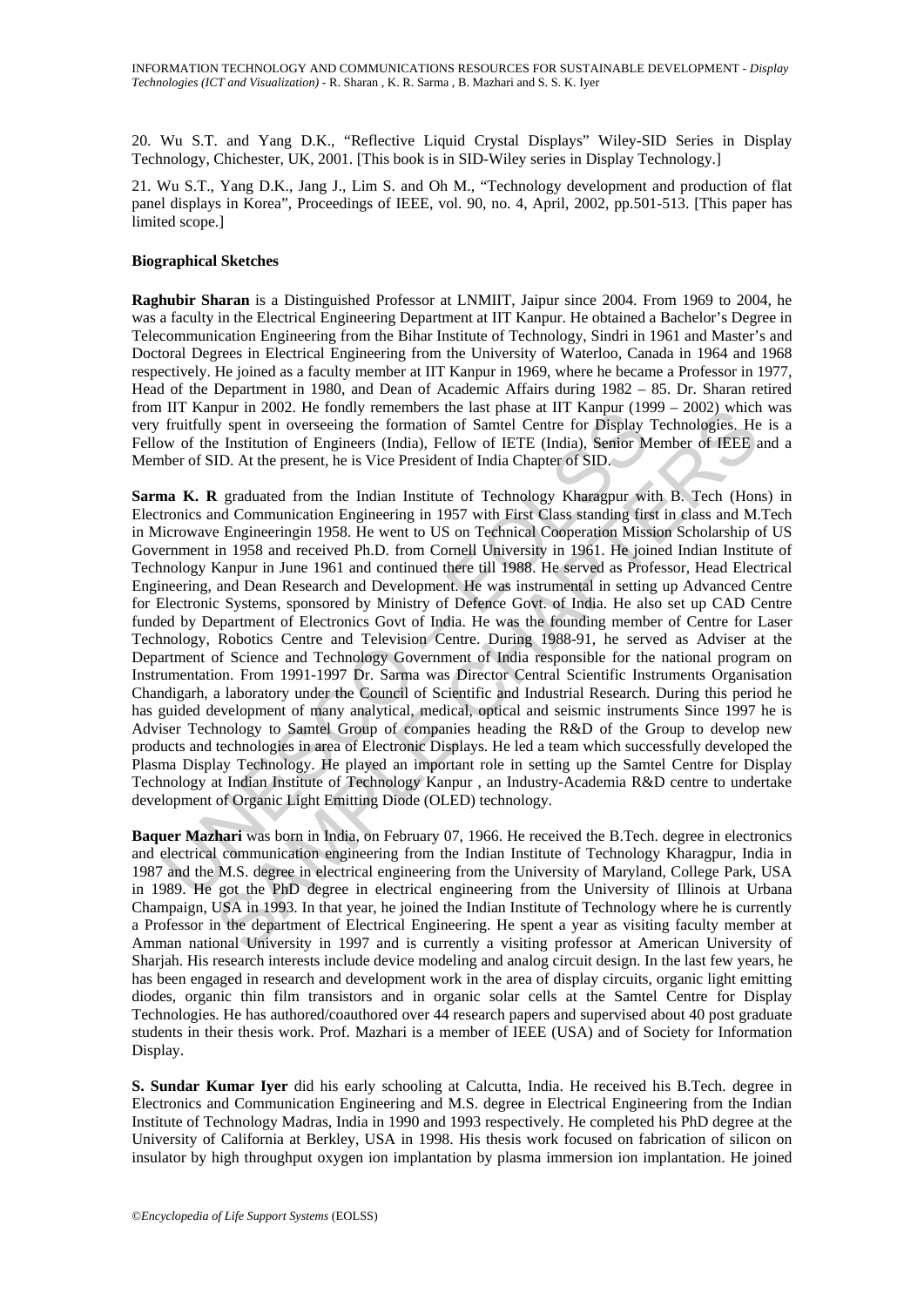20. Wu S.T. and Yang D.K., "Reflective Liquid Crystal Displays" Wiley-SID Series in Display Technology, Chichester, UK, 2001. [This book is in SID-Wiley series in Display Technology.]

21. Wu S.T., Yang D.K., Jang J., Lim S. and Oh M., "Technology development and production of flat panel displays in Korea", Proceedings of IEEE, vol. 90, no. 4, April, 2002, pp.501-513. [This paper has limited scope.]

**Biographical Sketches**

**Raghubir Sharan** is a Distinguished Professor at LNMIIT, Jaipur since 2004. From 1969 to 2004, he was a faculty in the Electrical Engineering Department at IIT Kanpur. He obtained a Bachelor's Degree in Telecommunication Engineering from the Bihar Institute of Technology, Sindri in 1961 and Master's and Doctoral Degrees in Electrical Engineering from the University of Waterloo, Canada in 1964 and 1968 respectively. He joined as a faculty member at IIT Kanpur in 1969, where he became a Professor in 1977, Head of the Department in 1980, and Dean of Academic Affairs during 1982 – 85. Dr. Sharan retired from IIT Kanpur in 2002. He fondly remembers the last phase at IIT Kanpur (1999 – 2002) which was very fruitfully spent in overseeing the formation of Samtel Centre for Display Technologies. He is a Fellow of the Institution of Engineers (India), Fellow of IETE (India), Senior Member of IEEE and a Member of SID. At the present, he is Vice President of India Chapter of SID.

**Sarma K. R** graduated from the Indian Institute of Technology Kharagpur with B. Tech (Hons) in Electronics and Communication Engineering in 1957 with First Class standing first in class and M.Tech in Microwave Engineeringin 1958. He went to US on Technical Cooperation Mission Scholarship of US Government in 1958 and received Ph.D. from Cornell University in 1961. He joined Indian Institute of Technology Kanpur in June 1961 and continued there till 1988. He served as Professor, Head Electrical Engineering, and Dean Research and Development. He was instrumental in setting up Advanced Centre for Electronic Systems, sponsored by Ministry of Defence Govt. of India. He also set up CAD Centre funded by Department of Electronics Govt of India. He was the founding member of Centre for Laser Technology, Robotics Centre and Television Centre. During 1988-91, he served as Adviser at the Department of Science and Technology Government of India responsible for the national program on Instrumentation. From 1991-1997 Dr. Sarma was Director Central Scientific Instruments Organisation Chandigarh, a laboratory under the Council of Scientific and Industrial Research. During this period he has guided development of many analytical, medical, optical and seismic instruments Since 1997 he is Adviser Technology to Samtel Group of companies heading the R&D of the Group to develop new products and technologies in area of Electronic Displays. He led a team which successfully developed the Plasma Display Technology. He played an important role in setting up the Samtel Centre for Display Technology at Indian Institute of Technology Kanpur , an Industry-Academia R&D centre to undertake development of Organic Light Emitting Diode (OLED) technology.

**Baquer Mazhari** was born in India, on February 07, 1966. He received the B.Tech. degree in electronics and electrical communication engineering from the Indian Institute of Technology Kharagpur, India in 1987 and the M.S. degree in electrical engineering from the University of Maryland, College Park, USA in 1989. He got the PhD degree in electrical engineering from the University of Illinois at Urbana Champaign, USA in 1993. In that year, he joined the Indian Institute of Technology where he is currently a Professor in the department of Electrical Engineering. He spent a year as visiting faculty member at Amman national University in 1997 and is currently a visiting professor at American University of Sharjah. His research interests include device modeling and analog circuit design. In the last few years, he has been engaged in research and development work in the area of display circuits, organic light emitting diodes, organic thin film transistors and in organic solar cells at the Samtel Centre for Display Technologies. He has authored/coauthored over 44 research papers and supervised about 40 post graduate students in their thesis work. Prof. Mazhari is a member of IEEE (USA) and of Society for Information Display.

**S. Sundar Kumar Iyer** did his early schooling at Calcutta, India. He received his B.Tech. degree in Electronics and Communication Engineering and M.S. degree in Electrical Engineering from the Indian Institute of Technology Madras, India in 1990 and 1993 respectively. He completed his PhD degree at the University of California at Berkley, USA in 1998. His thesis work focused on fabrication of silicon on insulator by high throughput oxygen ion implantation by plasma immersion ion implantation. He joined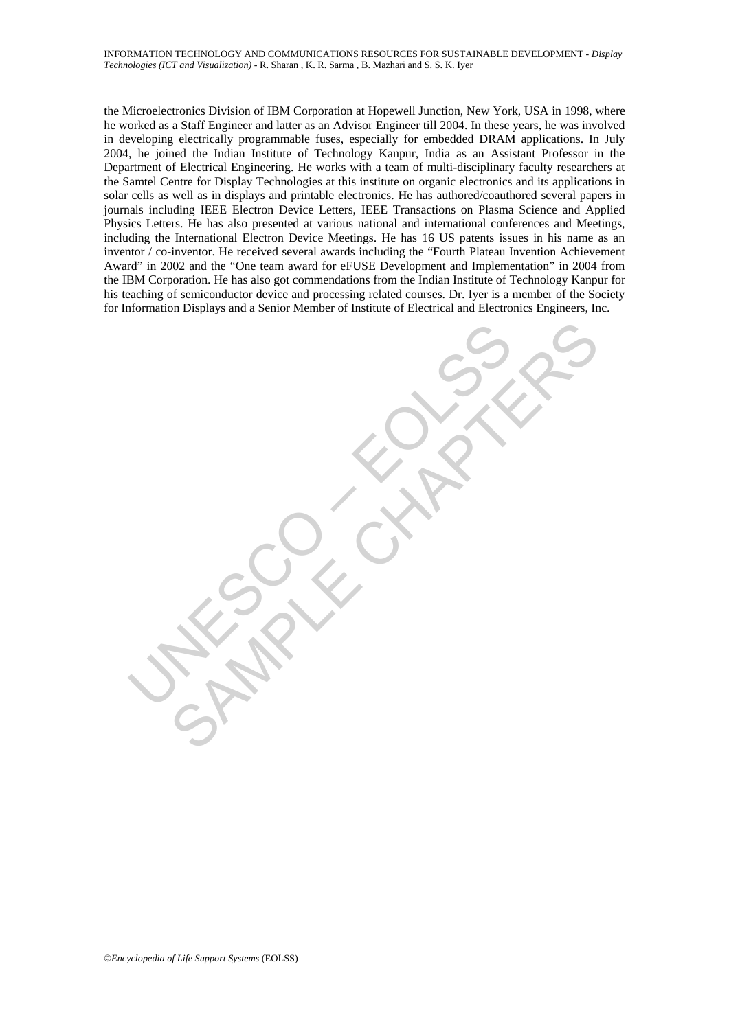the Microelectronics Division of IBM Corporation at Hopewell Junction, New York, USA in 1998, where he worked as a Staff Engineer and latter as an Advisor Engineer till 2004. In these years, he was involved in developing electrically programmable fuses, especially for embedded DRAM applications. In July 2004, he joined the Indian Institute of Technology Kanpur, India as an Assistant Professor in the Department of Electrical Engineering. He works with a team of multi-disciplinary faculty researchers at the Samtel Centre for Display Technologies at this institute on organic electronics and its applications in solar cells as well as in displays and printable electronics. He has authored/coauthored several papers in journals including IEEE Electron Device Letters, IEEE Transactions on Plasma Science and Applied Physics Letters. He has also presented at various national and international conferences and Meetings, including the International Electron Device Meetings. He has 16 US patents issues in his name as an inventor / co-inventor. He received several awards including the "Fourth Plateau Invention Achievement Award" in 2002 and the "One team award for eFUSE Development and Implementation" in 2004 from the IBM Corporation. He has also got commendations from the Indian Institute of Technology Kanpur for his teaching of semiconductor device and processing related courses. Dr. Iyer is a member of the Society for Information Displays and a Senior Member of Institute of Electrical and Electronics Engineers, Inc.